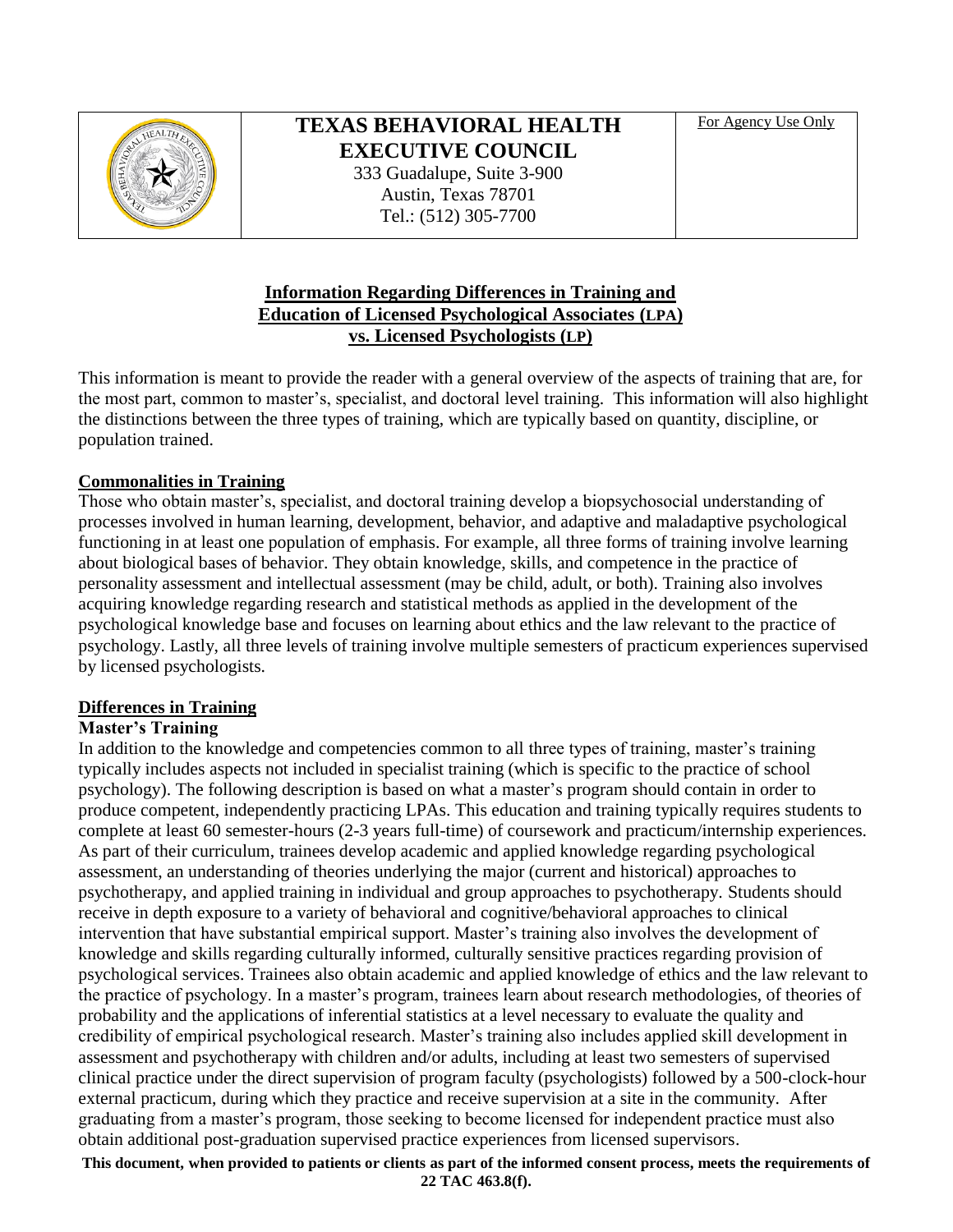**TEXAS BEHAVIORAL HEALTH EXECUTIVE COUNCIL**

333 Guadalupe, Suite 3-900
Austin, Texas 78701
Tel.: (512) 305-7700

For Agency Use Only

## Information Regarding Differences in Training and Education of Licensed Psychological Associates (LPA) vs. Licensed Psychologists (LP)

This information is meant to provide the reader with a general overview of the aspects of training that are, for the most part, common to master's, specialist, and doctoral level training. This information will also highlight the distinctions between the three types of training, which are typically based on quantity, discipline, or population trained.

### Commonalities in Training

Those who obtain master's, specialist, and doctoral training develop a biopsychosocial understanding of processes involved in human learning, development, behavior, and adaptive and maladaptive psychological functioning in at least one population of emphasis. For example, all three forms of training involve learning about biological bases of behavior. They obtain knowledge, skills, and competence in the practice of personality assessment and intellectual assessment (may be child, adult, or both). Training also involves acquiring knowledge regarding research and statistical methods as applied in the development of the psychological knowledge base and focuses on learning about ethics and the law relevant to the practice of psychology. Lastly, all three levels of training involve multiple semesters of practicum experiences supervised by licensed psychologists.

### Differences in Training

#### Master's Training

In addition to the knowledge and competencies common to all three types of training, master's training typically includes aspects not included in specialist training (which is specific to the practice of school psychology). The following description is based on what a master's program should contain in order to produce competent, independently practicing LPAs. This education and training typically requires students to complete at least 60 semester-hours (2-3 years full-time) of coursework and practicum/internship experiences. As part of their curriculum, trainees develop academic and applied knowledge regarding psychological assessment, an understanding of theories underlying the major (current and historical) approaches to psychotherapy, and applied training in individual and group approaches to psychotherapy. Students should receive in depth exposure to a variety of behavioral and cognitive/behavioral approaches to clinical intervention that have substantial empirical support. Master's training also involves the development of knowledge and skills regarding culturally informed, culturally sensitive practices regarding provision of psychological services. Trainees also obtain academic and applied knowledge of ethics and the law relevant to the practice of psychology. In a master's program, trainees learn about research methodologies, of theories of probability and the applications of inferential statistics at a level necessary to evaluate the quality and credibility of empirical psychological research. Master's training also includes applied skill development in assessment and psychotherapy with children and/or adults, including at least two semesters of supervised clinical practice under the direct supervision of program faculty (psychologists) followed by a 500-clock-hour external practicum, during which they practice and receive supervision at a site in the community. After graduating from a master's program, those seeking to become licensed for independent practice must also obtain additional post-graduation supervised practice experiences from licensed supervisors.

**This document, when provided to patients or clients as part of the informed consent process, meets the requirements of 22 TAC 463.8(f).**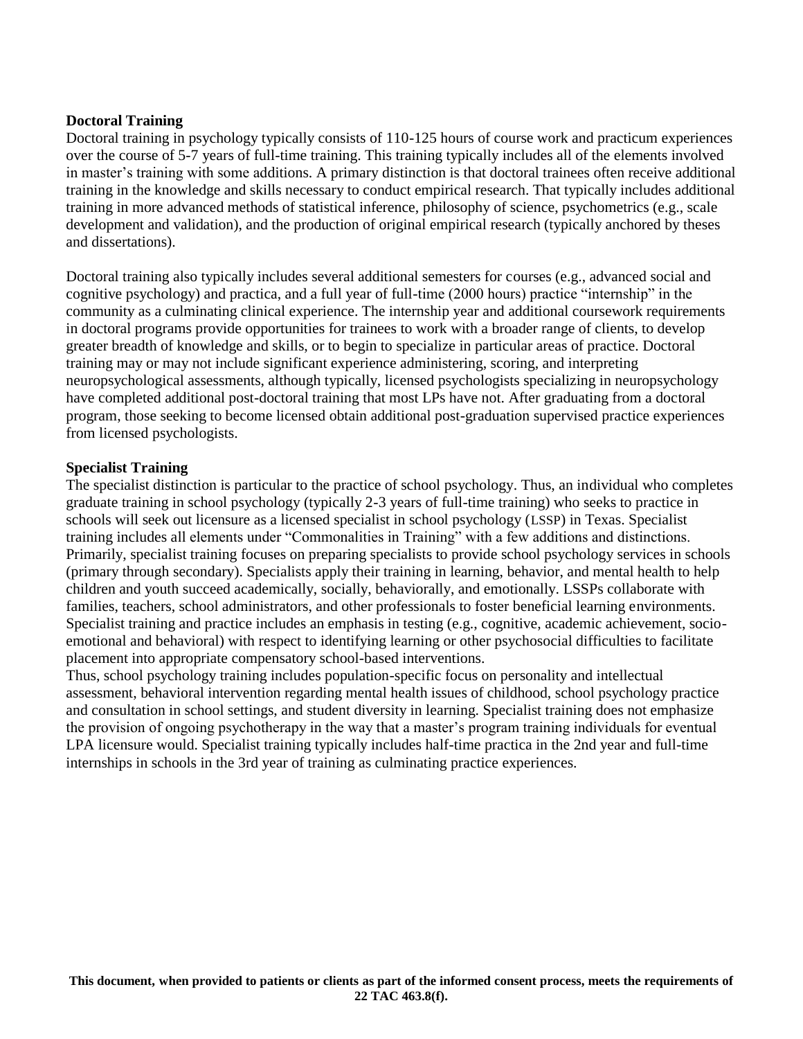**Doctoral Training**

Doctoral training in psychology typically consists of 110-125 hours of course work and practicum experiences over the course of 5-7 years of full-time training. This training typically includes all of the elements involved in master's training with some additions. A primary distinction is that doctoral trainees often receive additional training in the knowledge and skills necessary to conduct empirical research. That typically includes additional training in more advanced methods of statistical inference, philosophy of science, psychometrics (e.g., scale development and validation), and the production of original empirical research (typically anchored by theses and dissertations).

Doctoral training also typically includes several additional semesters for courses (e.g., advanced social and cognitive psychology) and practica, and a full year of full-time (2000 hours) practice "internship" in the community as a culminating clinical experience. The internship year and additional coursework requirements in doctoral programs provide opportunities for trainees to work with a broader range of clients, to develop greater breadth of knowledge and skills, or to begin to specialize in particular areas of practice. Doctoral training may or may not include significant experience administering, scoring, and interpreting neuropsychological assessments, although typically, licensed psychologists specializing in neuropsychology have completed additional post-doctoral training that most LPs have not. After graduating from a doctoral program, those seeking to become licensed obtain additional post-graduation supervised practice experiences from licensed psychologists.

**Specialist Training**

The specialist distinction is particular to the practice of school psychology. Thus, an individual who completes graduate training in school psychology (typically 2-3 years of full-time training) who seeks to practice in schools will seek out licensure as a licensed specialist in school psychology (LSSP) in Texas. Specialist training includes all elements under "Commonalities in Training" with a few additions and distinctions. Primarily, specialist training focuses on preparing specialists to provide school psychology services in schools (primary through secondary). Specialists apply their training in learning, behavior, and mental health to help children and youth succeed academically, socially, behaviorally, and emotionally. LSSPs collaborate with families, teachers, school administrators, and other professionals to foster beneficial learning environments. Specialist training and practice includes an emphasis in testing (e.g., cognitive, academic achievement, socio-emotional and behavioral) with respect to identifying learning or other psychosocial difficulties to facilitate placement into appropriate compensatory school-based interventions.

Thus, school psychology training includes population-specific focus on personality and intellectual assessment, behavioral intervention regarding mental health issues of childhood, school psychology practice and consultation in school settings, and student diversity in learning. Specialist training does not emphasize the provision of ongoing psychotherapy in the way that a master's program training individuals for eventual LPA licensure would. Specialist training typically includes half-time practica in the 2nd year and full-time internships in schools in the 3rd year of training as culminating practice experiences.

**This document, when provided to patients or clients as part of the informed consent process, meets the requirements of 22 TAC 463.8(f).**